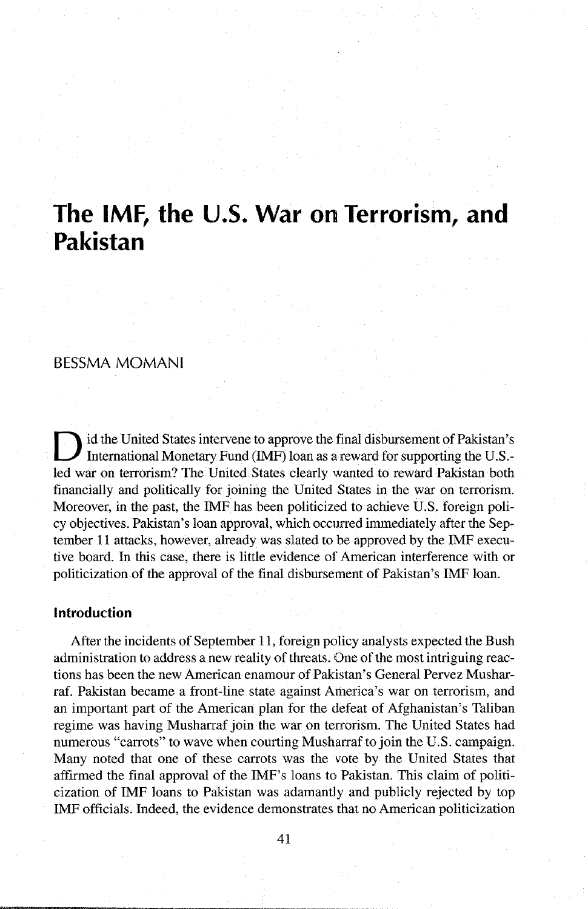# The IMF, the U.S. War on Terrorism, and Pakistan

BESSMA MOMANI

Did the United States intervene to approve the final disbursement of Pakistan's International Monetary Fund (IMF) loan as a reward for supporting the U.S.-led war on terrorism? The United States clearly wanted to reward Pakistan both financially and politically for joining the United States in the war on terrorism. Moreover, in the past, the IMF has been politicized to achieve U.S. foreign policy objectives. Pakistan's loan approval, which occurred immediately after the September 11 attacks, however, already was slated to be approved by the IMF executive board. In this case, there is little evidence of American interference with or politicization of the approval of the final disbursement of Pakistan's IMF loan.

## Introduction

After the incidents of September 11, foreign policy analysts expected the Bush administration to address a new reality of threats. One of the most intriguing reactions has been the new American enamour of Pakistan's General Pervez Musharraf. Pakistan became a front-line state against America's war on terrorism, and an important part of the American plan for the defeat of Afghanistan's Taliban regime was having Musharraf join the war on terrorism. The United States had numerous "carrots" to wave when courting Musharraf to join the U.S. campaign. Many noted that one of these carrots was the vote by the United States that affirmed the final approval of the IMF's loans to Pakistan. This claim of politicization of IMF loans to Pakistan was adamantly and publicly rejected by top IMF officials. Indeed, the evidence demonstrates that no American politicization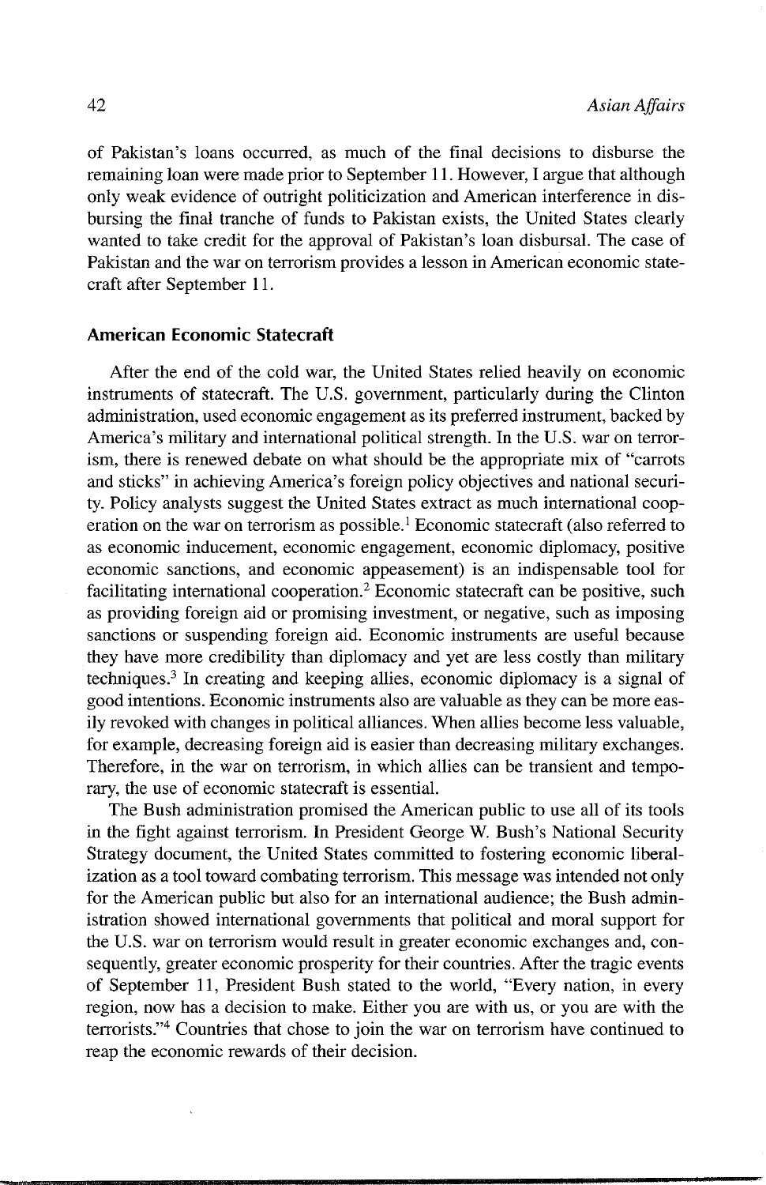of Pakistan's loans occurred, as much of the final decisions to disburse the remaining loan were made prior to September 11. However, I argue that although only weak evidence of outright politicization and American interference in disbursing the final tranche of funds to Pakistan exists, the United States clearly wanted to take credit for the approval of Pakistan's loan disbursal. The case of Pakistan and the war on terrorism provides a lesson in American economic statecraft after September 11.

## American Economic Statecraft

After the end of the cold war, the United States relied heavily on economic instruments of statecraft. The U.S. government, particularly during the Clinton administration, used economic engagement as its preferred instrument, backed by America's military and international political strength. In the U.S. war on terrorism, there is renewed debate on what should be the appropriate mix of "carrots and sticks" in achieving America's foreign policy objectives and national security. Policy analysts suggest the United States extract as much international cooperation on the war on terrorism as possible.[1] Economic statecraft (also referred to as economic inducement, economic engagement, economic diplomacy, positive economic sanctions, and economic appeasement) is an indispensable tool for facilitating international cooperation.[2] Economic statecraft can be positive, such as providing foreign aid or promising investment, or negative, such as imposing sanctions or suspending foreign aid. Economic instruments are useful because they have more credibility than diplomacy and yet are less costly than military techniques.[3] In creating and keeping allies, economic diplomacy is a signal of good intentions. Economic instruments also are valuable as they can be more easily revoked with changes in political alliances. When allies become less valuable, for example, decreasing foreign aid is easier than decreasing military exchanges. Therefore, in the war on terrorism, in which allies can be transient and temporary, the use of economic statecraft is essential.

The Bush administration promised the American public to use all of its tools in the fight against terrorism. In President George W. Bush's National Security Strategy document, the United States committed to fostering economic liberalization as a tool toward combating terrorism. This message was intended not only for the American public but also for an international audience; the Bush administration showed international governments that political and moral support for the U.S. war on terrorism would result in greater economic exchanges and, consequently, greater economic prosperity for their countries. After the tragic events of September 11, President Bush stated to the world, "Every nation, in every region, now has a decision to make. Either you are with us, or you are with the terrorists."[4] Countries that chose to join the war on terrorism have continued to reap the economic rewards of their decision.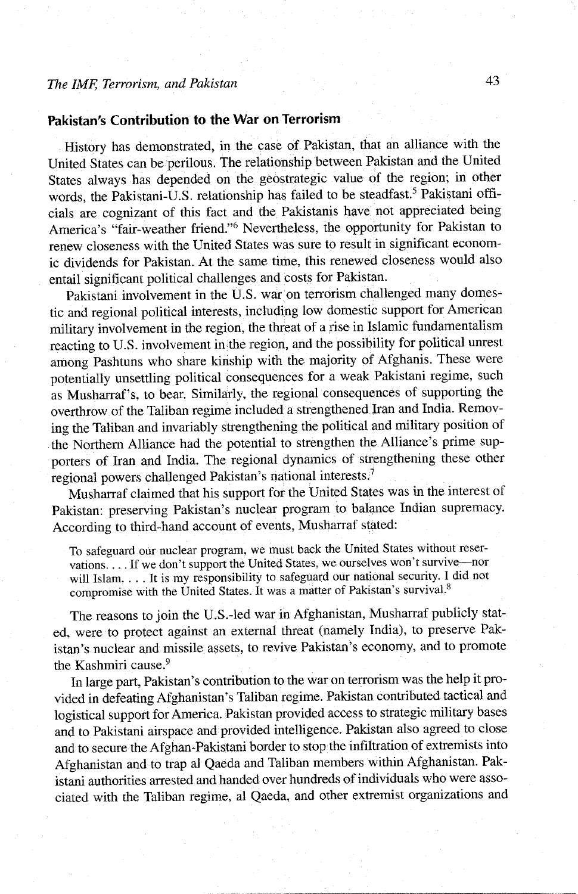## Pakistan's Contribution to the War on Terrorism

History has demonstrated, in the case of Pakistan, that an alliance with the United States can be perilous. The relationship between Pakistan and the United States always has depended on the geostrategic value of the region; in other words, the Pakistani-U.S. relationship has failed to be steadfast.[5] Pakistani officials are cognizant of this fact and the Pakistanis have not appreciated being America's "fair-weather friend."[6] Nevertheless, the opportunity for Pakistan to renew closeness with the United States was sure to result in significant economic dividends for Pakistan. At the same time, this renewed closeness would also entail significant political challenges and costs for Pakistan.

Pakistani involvement in the U.S. war on terrorism challenged many domestic and regional political interests, including low domestic support for American military involvement in the region, the threat of a rise in Islamic fundamentalism reacting to U.S. involvement in the region, and the possibility for political unrest among Pashtuns who share kinship with the majority of Afghanis. These were potentially unsettling political consequences for a weak Pakistani regime, such as Musharraf's, to bear. Similarly, the regional consequences of supporting the overthrow of the Taliban regime included a strengthened Iran and India. Removing the Taliban and invariably strengthening the political and military position of the Northern Alliance had the potential to strengthen the Alliance's prime supporters of Iran and India. The regional dynamics of strengthening these other regional powers challenged Pakistan's national interests.[7]

Musharraf claimed that his support for the United States was in the interest of Pakistan: preserving Pakistan's nuclear program to balance Indian supremacy. According to third-hand account of events, Musharraf stated:

> To safeguard our nuclear program, we must back the United States without reservations. . . . If we don't support the United States, we ourselves won't survive—nor will Islam. . . . It is my responsibility to safeguard our national security. I did not compromise with the United States. It was a matter of Pakistan's survival.[8]

The reasons to join the U.S.-led war in Afghanistan, Musharraf publicly stated, were to protect against an external threat (namely India), to preserve Pakistan's nuclear and missile assets, to revive Pakistan's economy, and to promote the Kashmiri cause.[9]

In large part, Pakistan's contribution to the war on terrorism was the help it provided in defeating Afghanistan's Taliban regime. Pakistan contributed tactical and logistical support for America. Pakistan provided access to strategic military bases and to Pakistani airspace and provided intelligence. Pakistan also agreed to close and to secure the Afghan-Pakistani border to stop the infiltration of extremists into Afghanistan and to trap al Qaeda and Taliban members within Afghanistan. Pakistani authorities arrested and handed over hundreds of individuals who were associated with the Taliban regime, al Qaeda, and other extremist organizations and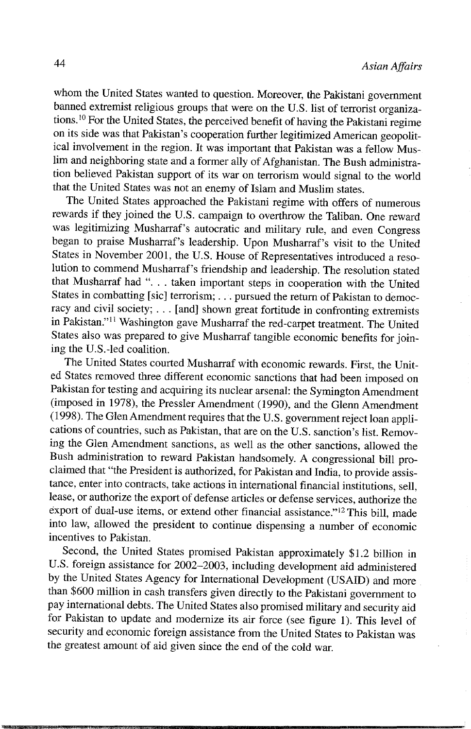whom the United States wanted to question. Moreover, the Pakistani government banned extremist religious groups that were on the U.S. list of terrorist organizations.[10] For the United States, the perceived benefit of having the Pakistani regime on its side was that Pakistan's cooperation further legitimized American geopolitical involvement in the region. It was important that Pakistan was a fellow Muslim and neighboring state and a former ally of Afghanistan. The Bush administration believed Pakistan support of its war on terrorism would signal to the world that the United States was not an enemy of Islam and Muslim states.

The United States approached the Pakistani regime with offers of numerous rewards if they joined the U.S. campaign to overthrow the Taliban. One reward was legitimizing Musharraf's autocratic and military rule, and even Congress began to praise Musharraf's leadership. Upon Musharraf's visit to the United States in November 2001, the U.S. House of Representatives introduced a resolution to commend Musharraf's friendship and leadership. The resolution stated that Musharraf had ". . . taken important steps in cooperation with the United States in combatting [sic] terrorism; . . . pursued the return of Pakistan to democracy and civil society; . . . [and] shown great fortitude in confronting extremists in Pakistan."[11] Washington gave Musharraf the red-carpet treatment. The United States also was prepared to give Musharraf tangible economic benefits for joining the U.S.-led coalition.

The United States courted Musharraf with economic rewards. First, the United States removed three different economic sanctions that had been imposed on Pakistan for testing and acquiring its nuclear arsenal: the Symington Amendment (imposed in 1978), the Pressler Amendment (1990), and the Glenn Amendment (1998). The Glen Amendment requires that the U.S. government reject loan applications of countries, such as Pakistan, that are on the U.S. sanction's list. Removing the Glen Amendment sanctions, as well as the other sanctions, allowed the Bush administration to reward Pakistan handsomely. A congressional bill proclaimed that "the President is authorized, for Pakistan and India, to provide assistance, enter into contracts, take actions in international financial institutions, sell, lease, or authorize the export of defense articles or defense services, authorize the export of dual-use items, or extend other financial assistance."[12] This bill, made into law, allowed the president to continue dispensing a number of economic incentives to Pakistan.

Second, the United States promised Pakistan approximately $1.2 billion in U.S. foreign assistance for 2002–2003, including development aid administered by the United States Agency for International Development (USAID) and more than $600 million in cash transfers given directly to the Pakistani government to pay international debts. The United States also promised military and security aid for Pakistan to update and modernize its air force (see figure 1). This level of security and economic foreign assistance from the United States to Pakistan was the greatest amount of aid given since the end of the cold war.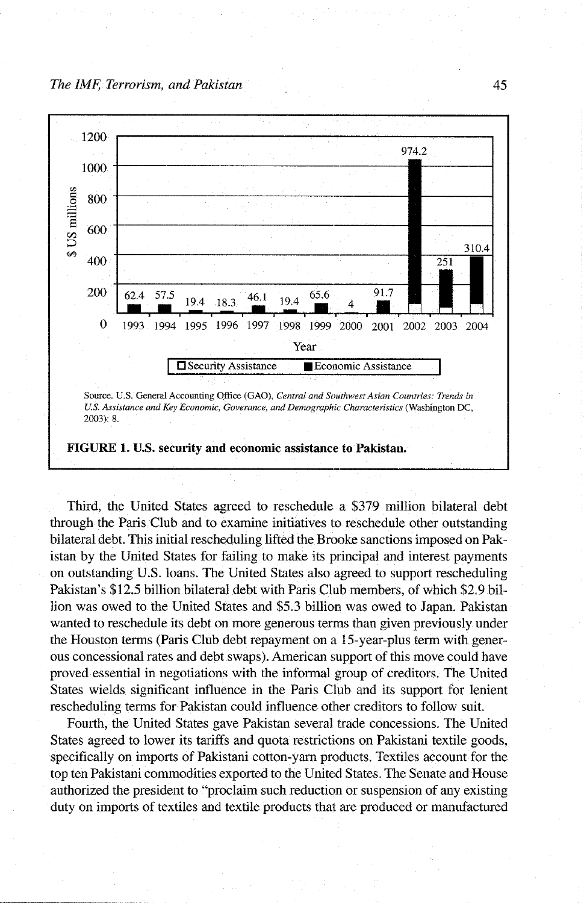Source. U.S. General Accounting Office (GAO), *Central and Southwest Asian Countries: Trends in U.S. Assistance and Key Economic, Goverance, and Demographic Characteristics* (Washington DC, 2003): 8.

**FIGURE 1. U.S. security and economic assistance to Pakistan.**

Third, the United States agreed to reschedule a $379 million bilateral debt through the Paris Club and to examine initiatives to reschedule other outstanding bilateral debt. This initial rescheduling lifted the Brooke sanctions imposed on Pakistan by the United States for failing to make its principal and interest payments on outstanding U.S. loans. The United States also agreed to support rescheduling Pakistan's $12.5 billion bilateral debt with Paris Club members, of which $2.9 billion was owed to the United States and $5.3 billion was owed to Japan. Pakistan wanted to reschedule its debt on more generous terms than given previously under the Houston terms (Paris Club debt repayment on a 15-year-plus term with generous concessional rates and debt swaps). American support of this move could have proved essential in negotiations with the informal group of creditors. The United States wields significant influence in the Paris Club and its support for lenient rescheduling terms for Pakistan could influence other creditors to follow suit.

Fourth, the United States gave Pakistan several trade concessions. The United States agreed to lower its tariffs and quota restrictions on Pakistani textile goods, specifically on imports of Pakistani cotton-yarn products. Textiles account for the top ten Pakistani commodities exported to the United States. The Senate and House authorized the president to "proclaim such reduction or suspension of any existing duty on imports of textiles and textile products that are produced or manufactured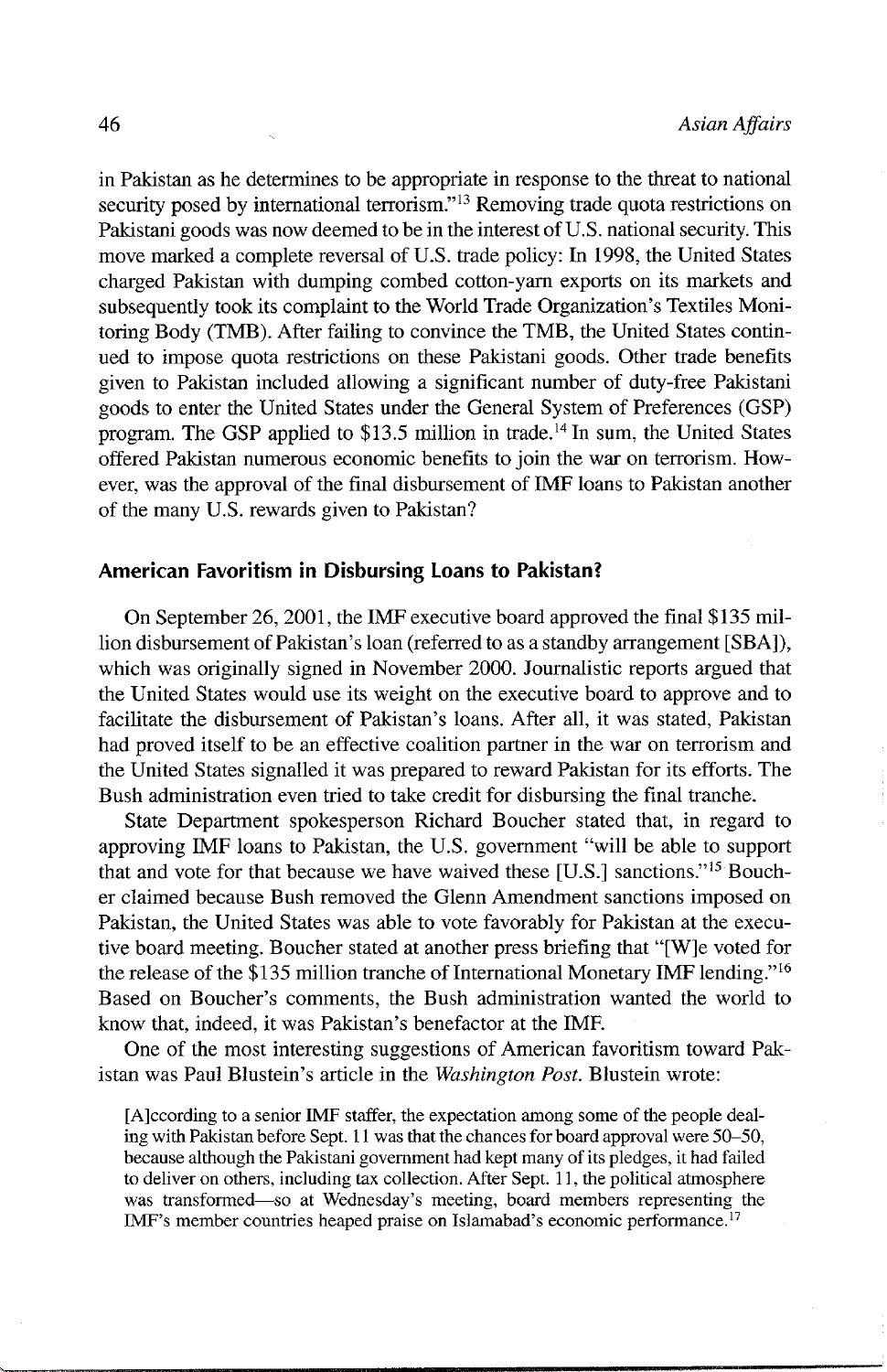in Pakistan as he determines to be appropriate in response to the threat to national security posed by international terrorism."[13] Removing trade quota restrictions on Pakistani goods was now deemed to be in the interest of U.S. national security. This move marked a complete reversal of U.S. trade policy: In 1998, the United States charged Pakistan with dumping combed cotton-yarn exports on its markets and subsequently took its complaint to the World Trade Organization's Textiles Monitoring Body (TMB). After failing to convince the TMB, the United States continued to impose quota restrictions on these Pakistani goods. Other trade benefits given to Pakistan included allowing a significant number of duty-free Pakistani goods to enter the United States under the General System of Preferences (GSP) program. The GSP applied to $13.5 million in trade.[14] In sum, the United States offered Pakistan numerous economic benefits to join the war on terrorism. However, was the approval of the final disbursement of IMF loans to Pakistan another of the many U.S. rewards given to Pakistan?

### American Favoritism in Disbursing Loans to Pakistan?

On September 26, 2001, the IMF executive board approved the final $135 million disbursement of Pakistan's loan (referred to as a standby arrangement [SBA]), which was originally signed in November 2000. Journalistic reports argued that the United States would use its weight on the executive board to approve and to facilitate the disbursement of Pakistan's loans. After all, it was stated, Pakistan had proved itself to be an effective coalition partner in the war on terrorism and the United States signalled it was prepared to reward Pakistan for its efforts. The Bush administration even tried to take credit for disbursing the final tranche.

State Department spokesperson Richard Boucher stated that, in regard to approving IMF loans to Pakistan, the U.S. government "will be able to support that and vote for that because we have waived these [U.S.] sanctions."[15] Boucher claimed because Bush removed the Glenn Amendment sanctions imposed on Pakistan, the United States was able to vote favorably for Pakistan at the executive board meeting. Boucher stated at another press briefing that "[W]e voted for the release of the $135 million tranche of International Monetary IMF lending."[16] Based on Boucher's comments, the Bush administration wanted the world to know that, indeed, it was Pakistan's benefactor at the IMF.

One of the most interesting suggestions of American favoritism toward Pakistan was Paul Blustein's article in the *Washington Post*. Blustein wrote:

> [A]ccording to a senior IMF staffer, the expectation among some of the people dealing with Pakistan before Sept. 11 was that the chances for board approval were 50–50, because although the Pakistani government had kept many of its pledges, it had failed to deliver on others, including tax collection. After Sept. 11, the political atmosphere was transformed—so at Wednesday's meeting, board members representing the IMF's member countries heaped praise on Islamabad's economic performance.[17]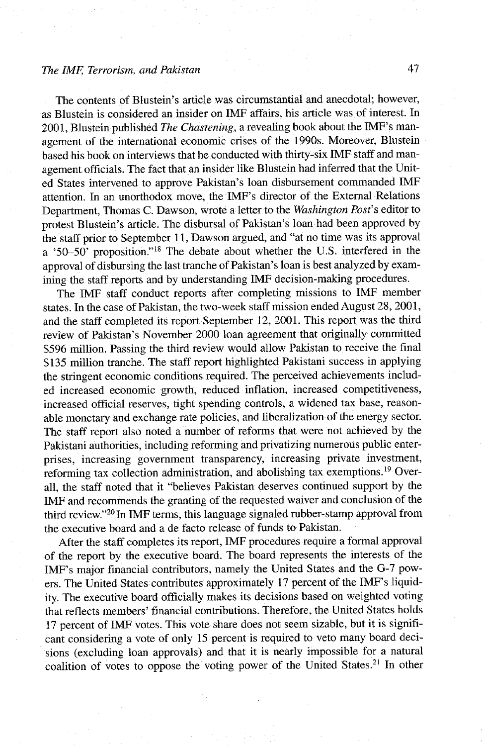The contents of Blustein's article was circumstantial and anecdotal; however, as Blustein is considered an insider on IMF affairs, his article was of interest. In 2001, Blustein published *The Chastening*, a revealing book about the IMF's management of the international economic crises of the 1990s. Moreover, Blustein based his book on interviews that he conducted with thirty-six IMF staff and management officials. The fact that an insider like Blustein had inferred that the United States intervened to approve Pakistan's loan disbursement commanded IMF attention. In an unorthodox move, the IMF's director of the External Relations Department, Thomas C. Dawson, wrote a letter to the *Washington Post*'s editor to protest Blustein's article. The disbursal of Pakistan's loan had been approved by the staff prior to September 11, Dawson argued, and "at no time was its approval a '50–50' proposition."[18] The debate about whether the U.S. interfered in the approval of disbursing the last tranche of Pakistan's loan is best analyzed by examining the staff reports and by understanding IMF decision-making procedures.

The IMF staff conduct reports after completing missions to IMF member states. In the case of Pakistan, the two-week staff mission ended August 28, 2001, and the staff completed its report September 12, 2001. This report was the third review of Pakistan's November 2000 loan agreement that originally committed $596 million. Passing the third review would allow Pakistan to receive the final $135 million tranche. The staff report highlighted Pakistani success in applying the stringent economic conditions required. The perceived achievements included increased economic growth, reduced inflation, increased competitiveness, increased official reserves, tight spending controls, a widened tax base, reasonable monetary and exchange rate policies, and liberalization of the energy sector. The staff report also noted a number of reforms that were not achieved by the Pakistani authorities, including reforming and privatizing numerous public enterprises, increasing government transparency, increasing private investment, reforming tax collection administration, and abolishing tax exemptions.[19] Overall, the staff noted that it "believes Pakistan deserves continued support by the IMF and recommends the granting of the requested waiver and conclusion of the third review."[20] In IMF terms, this language signaled rubber-stamp approval from the executive board and a de facto release of funds to Pakistan.

After the staff completes its report, IMF procedures require a formal approval of the report by the executive board. The board represents the interests of the IMF's major financial contributors, namely the United States and the G-7 powers. The United States contributes approximately 17 percent of the IMF's liquidity. The executive board officially makes its decisions based on weighted voting that reflects members' financial contributions. Therefore, the United States holds 17 percent of IMF votes. This vote share does not seem sizable, but it is significant considering a vote of only 15 percent is required to veto many board decisions (excluding loan approvals) and that it is nearly impossible for a natural coalition of votes to oppose the voting power of the United States.[21] In other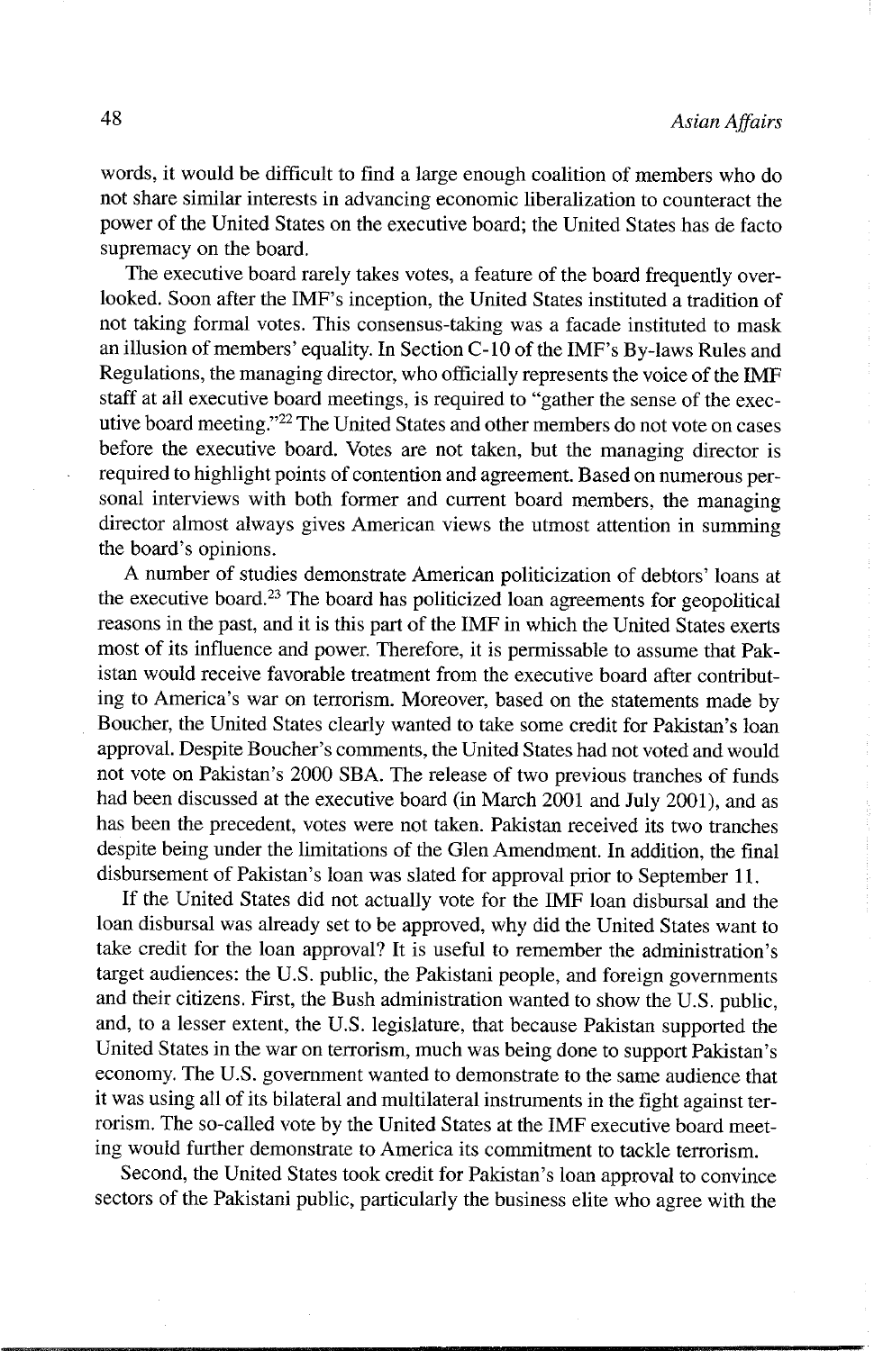words, it would be difficult to find a large enough coalition of members who do not share similar interests in advancing economic liberalization to counteract the power of the United States on the executive board; the United States has de facto supremacy on the board.

The executive board rarely takes votes, a feature of the board frequently overlooked. Soon after the IMF's inception, the United States instituted a tradition of not taking formal votes. This consensus-taking was a facade instituted to mask an illusion of members' equality. In Section C-10 of the IMF's By-laws Rules and Regulations, the managing director, who officially represents the voice of the IMF staff at all executive board meetings, is required to "gather the sense of the executive board meeting."[22] The United States and other members do not vote on cases before the executive board. Votes are not taken, but the managing director is required to highlight points of contention and agreement. Based on numerous personal interviews with both former and current board members, the managing director almost always gives American views the utmost attention in summing the board's opinions.

A number of studies demonstrate American politicization of debtors' loans at the executive board.[23] The board has politicized loan agreements for geopolitical reasons in the past, and it is this part of the IMF in which the United States exerts most of its influence and power. Therefore, it is permissable to assume that Pakistan would receive favorable treatment from the executive board after contributing to America's war on terrorism. Moreover, based on the statements made by Boucher, the United States clearly wanted to take some credit for Pakistan's loan approval. Despite Boucher's comments, the United States had not voted and would not vote on Pakistan's 2000 SBA. The release of two previous tranches of funds had been discussed at the executive board (in March 2001 and July 2001), and as has been the precedent, votes were not taken. Pakistan received its two tranches despite being under the limitations of the Glen Amendment. In addition, the final disbursement of Pakistan's loan was slated for approval prior to September 11.

If the United States did not actually vote for the IMF loan disbursal and the loan disbursal was already set to be approved, why did the United States want to take credit for the loan approval? It is useful to remember the administration's target audiences: the U.S. public, the Pakistani people, and foreign governments and their citizens. First, the Bush administration wanted to show the U.S. public, and, to a lesser extent, the U.S. legislature, that because Pakistan supported the United States in the war on terrorism, much was being done to support Pakistan's economy. The U.S. government wanted to demonstrate to the same audience that it was using all of its bilateral and multilateral instruments in the fight against terrorism. The so-called vote by the United States at the IMF executive board meeting would further demonstrate to America its commitment to tackle terrorism.

Second, the United States took credit for Pakistan's loan approval to convince sectors of the Pakistani public, particularly the business elite who agree with the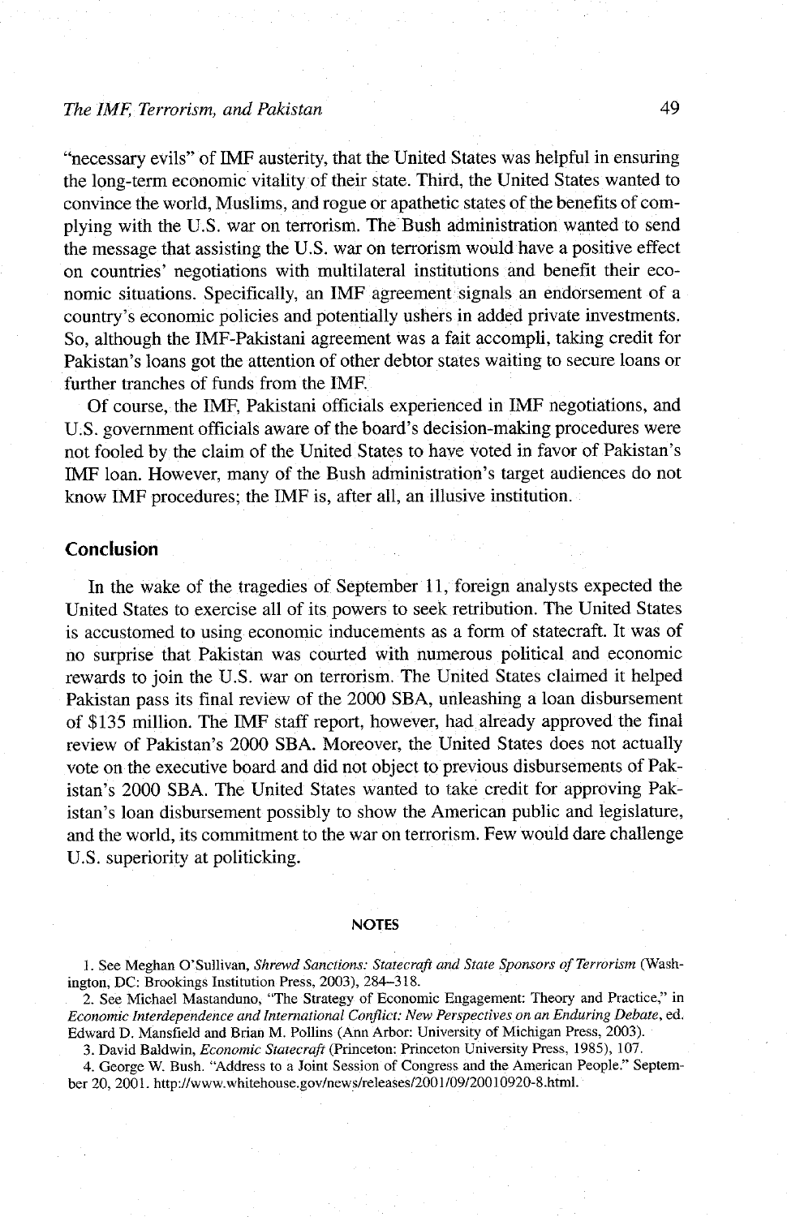"necessary evils" of IMF austerity, that the United States was helpful in ensuring the long-term economic vitality of their state. Third, the United States wanted to convince the world, Muslims, and rogue or apathetic states of the benefits of complying with the U.S. war on terrorism. The Bush administration wanted to send the message that assisting the U.S. war on terrorism would have a positive effect on countries' negotiations with multilateral institutions and benefit their economic situations. Specifically, an IMF agreement signals an endorsement of a country's economic policies and potentially ushers in added private investments. So, although the IMF-Pakistani agreement was a fait accompli, taking credit for Pakistan's loans got the attention of other debtor states waiting to secure loans or further tranches of funds from the IMF.

Of course, the IMF, Pakistani officials experienced in IMF negotiations, and U.S. government officials aware of the board's decision-making procedures were not fooled by the claim of the United States to have voted in favor of Pakistan's IMF loan. However, many of the Bush administration's target audiences do not know IMF procedures; the IMF is, after all, an illusive institution.

## Conclusion

In the wake of the tragedies of September 11, foreign analysts expected the United States to exercise all of its powers to seek retribution. The United States is accustomed to using economic inducements as a form of statecraft. It was of no surprise that Pakistan was courted with numerous political and economic rewards to join the U.S. war on terrorism. The United States claimed it helped Pakistan pass its final review of the 2000 SBA, unleashing a loan disbursement of $135 million. The IMF staff report, however, had already approved the final review of Pakistan's 2000 SBA. Moreover, the United States does not actually vote on the executive board and did not object to previous disbursements of Pakistan's 2000 SBA. The United States wanted to take credit for approving Pakistan's loan disbursement possibly to show the American public and legislature, and the world, its commitment to the war on terrorism. Few would dare challenge U.S. superiority at politicking.

### NOTES

1. See Meghan O'Sullivan, *Shrewd Sanctions: Statecraft and State Sponsors of Terrorism* (Washington, DC: Brookings Institution Press, 2003), 284–318.
2. See Michael Mastanduno, "The Strategy of Economic Engagement: Theory and Practice," in *Economic Interdependence and International Conflict: New Perspectives on an Enduring Debate*, ed. Edward D. Mansfield and Brian M. Pollins (Ann Arbor: University of Michigan Press, 2003).
3. David Baldwin, *Economic Statecraft* (Princeton: Princeton University Press, 1985), 107.
4. George W. Bush. "Address to a Joint Session of Congress and the American People." September 20, 2001. http://www.whitehouse.gov/news/releases/2001/09/20010920-8.html.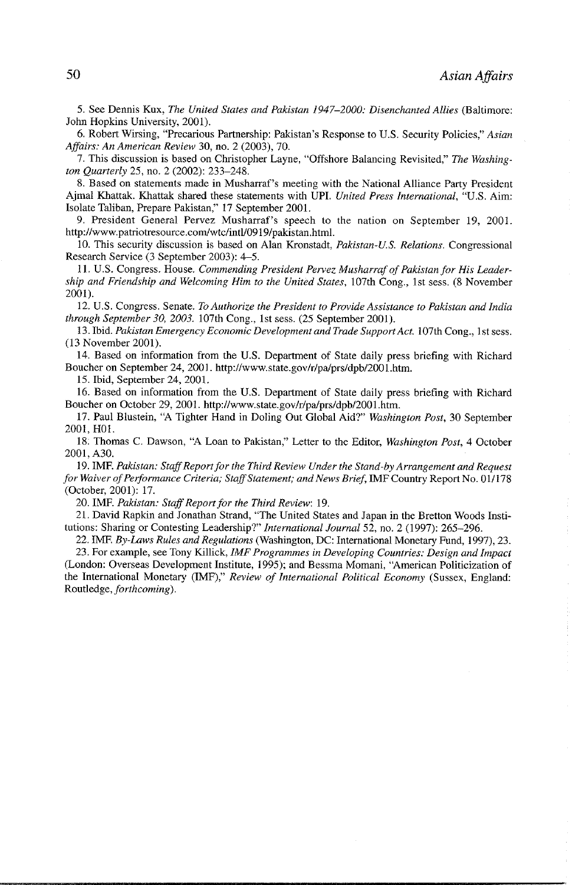5. See Dennis Kux, *The United States and Pakistan 1947–2000: Disenchanted Allies* (Baltimore: John Hopkins University, 2001).

6. Robert Wirsing, "Precarious Partnership: Pakistan's Response to U.S. Security Policies," *Asian Affairs: An American Review* 30, no. 2 (2003), 70.

7. This discussion is based on Christopher Layne, "Offshore Balancing Revisited," *The Washington Quarterly* 25, no. 2 (2002): 233–248.

8. Based on statements made in Musharraf's meeting with the National Alliance Party President Ajmal Khattak. Khattak shared these statements with UPI. *United Press International*, "U.S. Aim: Isolate Taliban, Prepare Pakistan," 17 September 2001.

9. President General Pervez Musharraf's speech to the nation on September 19, 2001. http://www.patriotresource.com/wtc/intl/0919/pakistan.html.

10. This security discussion is based on Alan Kronstadt, *Pakistan-U.S. Relations*. Congressional Research Service (3 September 2003): 4–5.

11. U.S. Congress. House. *Commending President Pervez Musharraf of Pakistan for His Leadership and Friendship and Welcoming Him to the United States*, 107th Cong., 1st sess. (8 November 2001).

12. U.S. Congress. Senate. *To Authorize the President to Provide Assistance to Pakistan and India through September 30, 2003.* 107th Cong., 1st sess. (25 September 2001).

13. Ibid. *Pakistan Emergency Economic Development and Trade Support Act.* 107th Cong., 1st sess. (13 November 2001).

14. Based on information from the U.S. Department of State daily press briefing with Richard Boucher on September 24, 2001. http://www.state.gov/r/pa/prs/dpb/2001.htm.

15. Ibid, September 24, 2001.

16. Based on information from the U.S. Department of State daily press briefing with Richard Boucher on October 29, 2001. http://www.state.gov/r/pa/prs/dpb/2001.htm.

17. Paul Blustein, "A Tighter Hand in Doling Out Global Aid?" *Washington Post*, 30 September 2001, H01.

18. Thomas C. Dawson, "A Loan to Pakistan," Letter to the Editor, *Washington Post*, 4 October 2001, A30.

19. IMF. *Pakistan: Staff Report for the Third Review Under the Stand-by Arrangement and Request for Waiver of Performance Criteria; Staff Statement; and News Brief*, IMF Country Report No. 01/178 (October, 2001): 17.

20. IMF. *Pakistan: Staff Report for the Third Review*: 19.

21. David Rapkin and Jonathan Strand, "The United States and Japan in the Bretton Woods Institutions: Sharing or Contesting Leadership?" *International Journal* 52, no. 2 (1997): 265–296.

22. IMF. *By-Laws Rules and Regulations* (Washington, DC: International Monetary Fund, 1997), 23.

23. For example, see Tony Killick, *IMF Programmes in Developing Countries: Design and Impact* (London: Overseas Development Institute, 1995); and Bessma Momani, "American Politicization of the International Monetary (IMF)," *Review of International Political Economy* (Sussex, England: Routledge, *forthcoming*).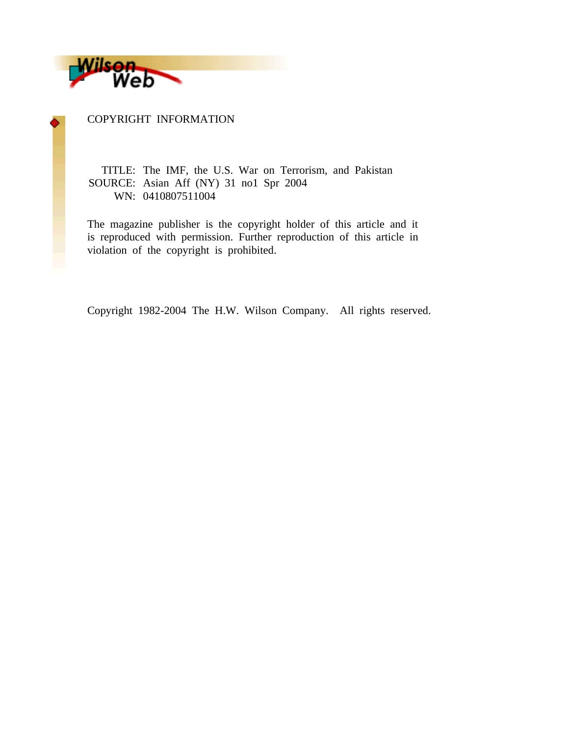COPYRIGHT INFORMATION

TITLE: The IMF, the U.S. War on Terrorism, and Pakistan
SOURCE: Asian Aff (NY) 31 no1 Spr 2004
WN: 0410807511004

The magazine publisher is the copyright holder of this article and it is reproduced with permission. Further reproduction of this article in violation of the copyright is prohibited.

Copyright 1982-2004 The H.W. Wilson Company. All rights reserved.